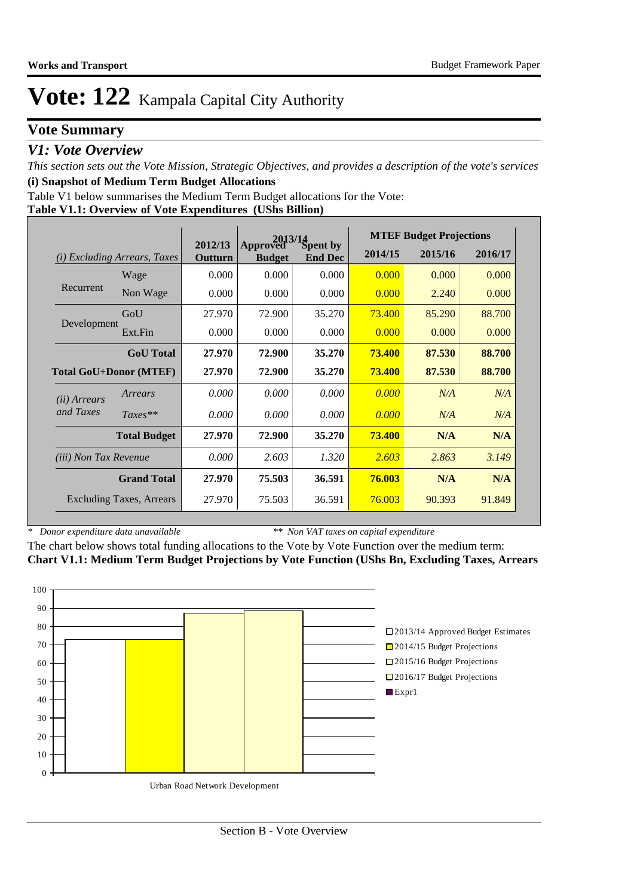# Vote: 122 Kampala Capital City Authority

## Vote Summary

### *V1: Vote Overview*

*This section sets out the Vote Mission, Strategic Objectives, and provides a description of the vote's services*

**(i) Snapshot of Medium Term Budget Allocations**

Table V1 below summarises the Medium Term Budget allocations for the Vote:

**Table V1.1: Overview of Vote Expenditures (UShs Billion)**

| *(i) Excluding Arrears, Taxes* | | 2012/13 Outturn | 2013/14 Approved Budget | 2013/14 Spent by End Dec | MTEF Budget Projections 2014/15 | 2015/16 | 2016/17 |
|---|---|---|---|---|---|---|---|
| Recurrent | Wage | 0.000 | 0.000 | 0.000 | 0.000 | 0.000 | 0.000 |
| | Non Wage | 0.000 | 0.000 | 0.000 | 0.000 | 2.240 | 0.000 |
| Development | GoU | 27.970 | 72.900 | 35.270 | 73.400 | 85.290 | 88.700 |
| | Ext.Fin | 0.000 | 0.000 | 0.000 | 0.000 | 0.000 | 0.000 |
| | **GoU Total** | **27.970** | **72.900** | **35.270** | **73.400** | **87.530** | **88.700** |
| **Total GoU+Donor (MTEF)** | | **27.970** | **72.900** | **35.270** | **73.400** | **87.530** | **88.700** |
| *(ii) Arrears and Taxes* | *Arrears* | *0.000* | *0.000* | *0.000* | *0.000* | *N/A* | *N/A* |
| | *Taxes*** | *0.000* | *0.000* | *0.000* | *0.000* | *N/A* | *N/A* |
| | **Total Budget** | **27.970** | **72.900** | **35.270** | **73.400** | **N/A** | **N/A** |
| *(iii) Non Tax Revenue* | | *0.000* | *2.603* | *1.320* | *2.603* | *2.863* | *3.149* |
| | **Grand Total** | **27.970** | **75.503** | **36.591** | **76.003** | **N/A** | **N/A** |
| Excluding Taxes, Arrears | | 27.970 | 75.503 | 36.591 | 76.003 | 90.393 | 91.849 |

\* *Donor expenditure data unavailable* ** *Non VAT taxes on capital expenditure*

The chart below shows total funding allocations to the Vote by Vote Function over the medium term:

**Chart V1.1: Medium Term Budget Projections by Vote Function (UShs Bn, Excluding Taxes, Arrears**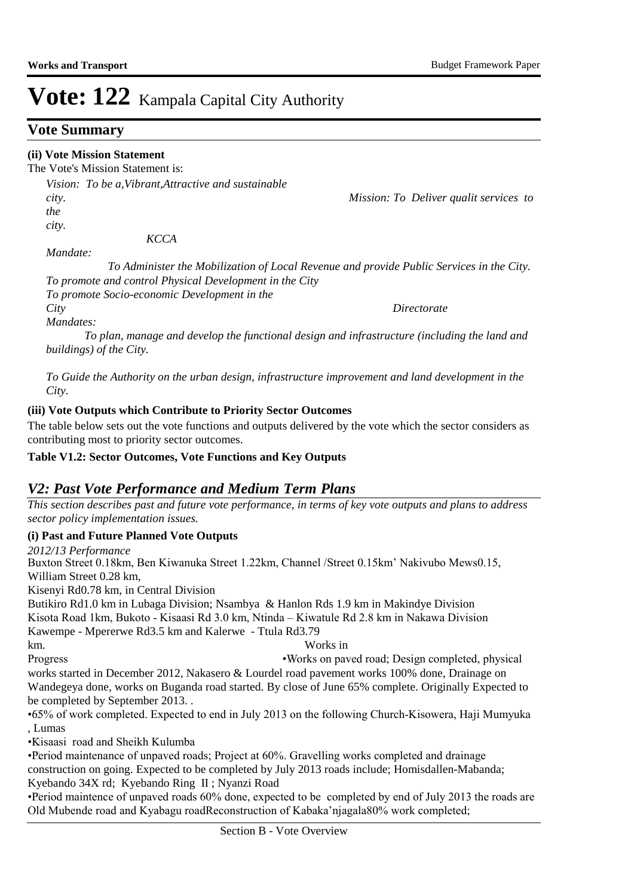# Vote: 122 Kampala Capital City Authority

## Vote Summary

**(ii) Vote Mission Statement**

The Vote's Mission Statement is:

*Vision: To be a,Vibrant,Attractive and sustainable city. Mission: To Deliver qualit services to the city.*

*KCCA Mandate:*

*To Administer the Mobilization of Local Revenue and provide Public Services in the City.*
*To promote and control Physical Development in the City*
*To promote Socio-economic Development in the City*

*Directorate Mandates:*

*To plan, manage and develop the functional design and infrastructure (including the land and buildings) of the City.*

*To Guide the Authority on the urban design, infrastructure improvement and land development in the City.*

**(iii) Vote Outputs which Contribute to Priority Sector Outcomes**

The table below sets out the vote functions and outputs delivered by the vote which the sector considers as contributing most to priority sector outcomes.

**Table V1.2: Sector Outcomes, Vote Functions and Key Outputs**

## *V2: Past Vote Performance and Medium Term Plans*

*This section describes past and future vote performance, in terms of key vote outputs and plans to address sector policy implementation issues.*

**(i) Past and Future Planned Vote Outputs**

*2012/13 Performance*

Buxton Street 0.18km, Ben Kiwanuka Street 1.22km, Channel /Street 0.15km' Nakivubo Mews0.15, William Street 0.28 km,
Kisenyi Rd0.78 km, in Central Division
Butikiro Rd1.0 km in Lubaga Division; Nsambya & Hanlon Rds 1.9 km in Makindye Division
Kisota Road 1km, Bukoto - Kisaasi Rd 3.0 km, Ntinda – Kiwatule Rd 2.8 km in Nakawa Division
Kawempe - Mpererwe Rd3.5 km and Kalerwe - Ttula Rd3.79 km.

Works in Progress •Works on paved road; Design completed, physical works started in December 2012, Nakasero & Lourdel road pavement works 100% done, Drainage on Wandegeya done, works on Buganda road started. By close of June 65% complete. Originally Expected to be completed by September 2013. .

•65% of work completed. Expected to end in July 2013 on the following Church-Kisowera, Haji Mumyuka , Lumas

•Kisaasi road and Sheikh Kulumba

•Period maintenance of unpaved roads; Project at 60%. Gravelling works completed and drainage construction on going. Expected to be completed by July 2013 roads include; Homisdallen-Mabanda; Kyebando 34X rd; Kyebando Ring II ; Nyanzi Road

•Period maintence of unpaved roads 60% done, expected to be completed by end of July 2013 the roads are Old Mubende road and Kyabagu roadReconstruction of Kabaka'njagala80% work completed;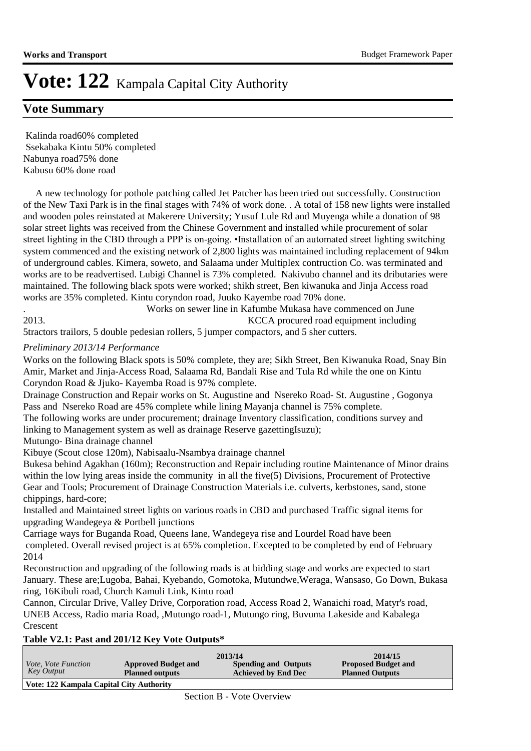# Vote: 122 Kampala Capital City Authority

## Vote Summary

Kalinda road60% completed
Ssekabaka Kintu 50% completed
Nabunya road75% done
Kabusu 60% done road

A new technology for pothole patching called Jet Patcher has been tried out successfully. Construction of the New Taxi Park is in the final stages with 74% of work done. . A total of 158 new lights were installed and wooden poles reinstated at Makerere University; Yusuf Lule Rd and Muyenga while a donation of 98 solar street lights was received from the Chinese Government and installed while procurement of solar street lighting in the CBD through a PPP is on-going. •Installation of an automated street lighting switching system commenced and the existing network of 2,800 lights was maintained including replacement of 94km of underground cables. Kimera, soweto, and Salaama under Multiplex contruction Co. was terminated and works are to be readvertised. Lubigi Channel is 73% completed. Nakivubo channel and its dributaries were maintained. The following black spots were worked; shikh street, Ben kiwanuka and Jinja Access road works are 35% completed. Kintu coryndon road, Juuko Kayembe road 70% done.
. Works on sewer line in Kafumbe Mukasa have commenced on June 2013. KCCA procured road equipment including 5tractors trailors, 5 double pedesian rollers, 5 jumper compactors, and 5 sher cutters.

*Preliminary 2013/14 Performance*

Works on the following Black spots is 50% complete, they are; Sikh Street, Ben Kiwanuka Road, Snay Bin Amir, Market and Jinja-Access Road, Salaama Rd, Bandali Rise and Tula Rd while the one on Kintu Coryndon Road & Jjuko- Kayemba Road is 97% complete.
Drainage Construction and Repair works on St. Augustine and Nsereko Road- St. Augustine , Gogonya Pass and Nsereko Road are 45% complete while lining Mayanja channel is 75% complete.
The following works are under procurement; drainage Inventory classification, conditions survey and linking to Management system as well as drainage Reserve gazettingIsuzu);
Mutungo- Bina drainage channel
Kibuye (Scout close 120m), Nabisaalu-Nsambya drainage channel
Bukesa behind Agakhan (160m); Reconstruction and Repair including routine Maintenance of Minor drains within the low lying areas inside the community in all the five(5) Divisions, Procurement of Protective Gear and Tools; Procurement of Drainage Construction Materials i.e. culverts, kerbstones, sand, stone chippings, hard-core;
Installed and Maintained street lights on various roads in CBD and purchased Traffic signal items for upgrading Wandegeya & Portbell junctions
Carriage ways for Buganda Road, Queens lane, Wandegeya rise and Lourdel Road have been completed. Overall revised project is at 65% completion. Excepted to be completed by end of February 2014
Reconstruction and upgrading of the following roads is at bidding stage and works are expected to start January. These are;Lugoba, Bahai, Kyebando, Gomotoka, Mutundwe,Weraga, Wansaso, Go Down, Bukasa ring, 16Kibuli road, Church Kamuli Link, Kintu road
Cannon, Circular Drive, Valley Drive, Corporation road, Access Road 2, Wanaichi road, Matyr's road, UNEB Access, Radio maria Road, ,Mutungo road-1, Mutungo ring, Buvuma Lakeside and Kabalega Crescent

**Table V2.1: Past and 201/12 Key Vote Outputs***

| *Vote, Vote Function Key Output* | 2013/14 **Approved Budget and Planned outputs** | **Spending and Outputs Achieved by End Dec** | 2014/15 **Proposed Budget and Planned Outputs** |
|---|---|---|---|
| **Vote: 122 Kampala Capital City Authority** | | | |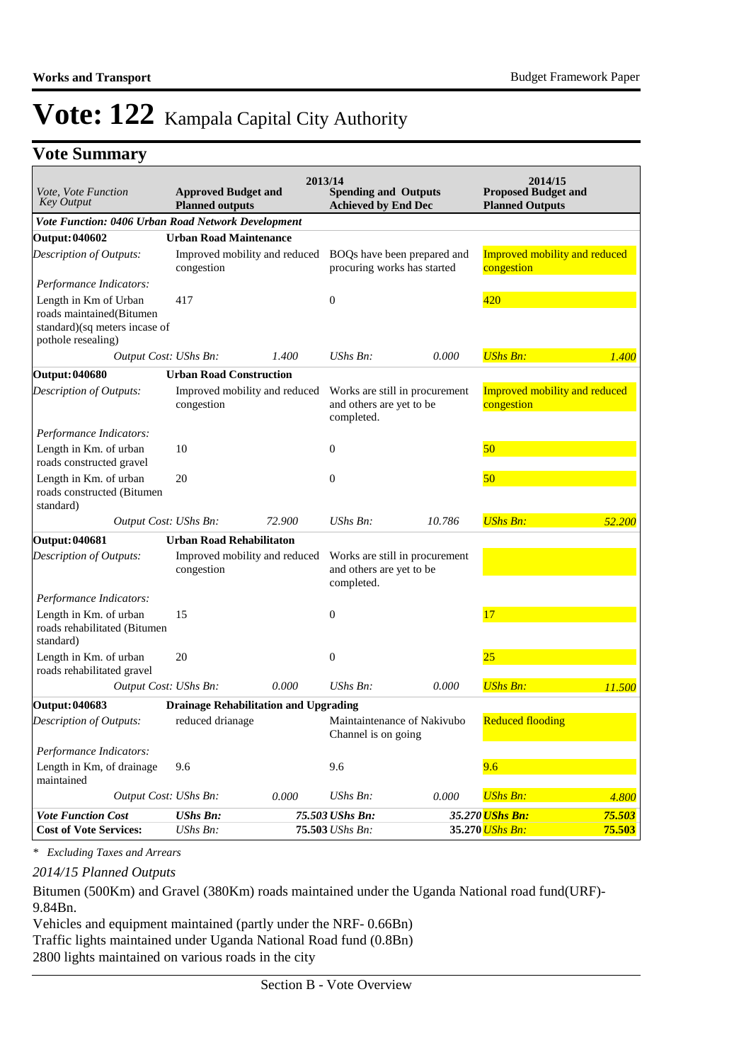# Vote: 122 Kampala Capital City Authority

## Vote Summary

| Vote, Vote Function Key Output | 2013/14 Approved Budget and Planned outputs | | 2013/14 Spending and Outputs Achieved by End Dec | | 2014/15 Proposed Budget and Planned Outputs | |
|---|---|---|---|---|---|---|
| ***Vote Function: 0406 Urban Road Network Development*** | | | | | | |
| **Output: 040602** | **Urban Road Maintenance** | | | | | |
| *Description of Outputs:* | Improved mobility and reduced congestion | | BOQs have been prepared and procuring works has started | | Improved mobility and reduced congestion | |
| *Performance Indicators:* | | | | | | |
| Length in Km of Urban roads maintained(Bitumen standard)(sq meters incase of pothole resealing) | 417 | | 0 | | 420 | |
| *Output Cost: UShs Bn:* | | *1.400* | *UShs Bn:* | *0.000* | *UShs Bn:* | *1.400* |
| **Output: 040680** | **Urban Road Construction** | | | | | |
| *Description of Outputs:* | Improved mobility and reduced congestion | | Works are still in procurement and others are yet to be completed. | | Improved mobility and reduced congestion | |
| *Performance Indicators:* | | | | | | |
| Length in Km. of urban roads constructed gravel | 10 | | 0 | | 50 | |
| Length in Km. of urban roads constructed (Bitumen standard) | 20 | | 0 | | 50 | |
| *Output Cost: UShs Bn:* | | *72.900* | *UShs Bn:* | *10.786* | *UShs Bn:* | *52.200* |
| **Output: 040681** | **Urban Road Rehabilitaton** | | | | | |
| *Description of Outputs:* | Improved mobility and reduced congestion | | Works are still in procurement and others are yet to be completed. | | | |
| *Performance Indicators:* | | | | | | |
| Length in Km. of urban roads rehabilitated (Bitumen standard) | 15 | | 0 | | 17 | |
| Length in Km. of urban roads rehabilitated gravel | 20 | | 0 | | 25 | |
| *Output Cost: UShs Bn:* | | *0.000* | *UShs Bn:* | *0.000* | *UShs Bn:* | *11.500* |
| **Output: 040683** | **Drainage Rehabilitation and Upgrading** | | | | | |
| *Description of Outputs:* | reduced drianage | | Maintaintenance of Nakivubo Channel is on going | | Reduced flooding | |
| *Performance Indicators:* | | | | | | |
| Length in Km, of drainage maintained | 9.6 | | 9.6 | | 9.6 | |
| *Output Cost: UShs Bn:* | | *0.000* | *UShs Bn:* | *0.000* | *UShs Bn:* | *4.800* |
| ***Vote Function Cost*** | ***UShs Bn:*** | **75.503** | ***UShs Bn:*** | **35.270** | ***UShs Bn:*** | ***75.503*** |
| **Cost of Vote Services:** | *UShs Bn:* | **75.503** | *UShs Bn:* | **35.270** | *UShs Bn:* | **75.503** |

*\* Excluding Taxes and Arrears*

*2014/15 Planned Outputs*

Bitumen (500Km) and Gravel (380Km) roads maintained under the Uganda National road fund(URF)-9.84Bn.
Vehicles and equipment maintained (partly under the NRF- 0.66Bn)
Traffic lights maintained under Uganda National Road fund (0.8Bn)
2800 lights maintained on various roads in the city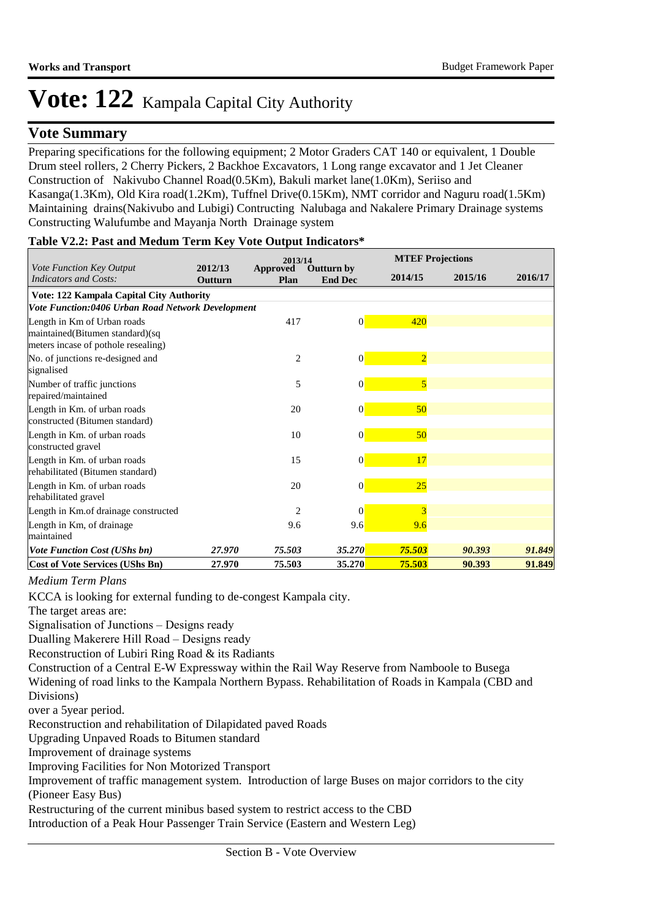# Vote: 122 Kampala Capital City Authority

## Vote Summary

Preparing specifications for the following equipment; 2 Motor Graders CAT 140 or equivalent, 1 Double Drum steel rollers, 2 Cherry Pickers, 2 Backhoe Excavators, 1 Long range excavator and 1 Jet Cleaner Construction of Nakivubo Channel Road(0.5Km), Bakuli market lane(1.0Km), Seriiso and Kasanga(1.3Km), Old Kira road(1.2Km), Tuffnel Drive(0.15Km), NMT corridor and Naguru road(1.5Km) Maintaining drains(Nakivubo and Lubigi) Contructing Nalubaga and Nakalere Primary Drainage systems Constructing Walufumbe and Mayanja North Drainage system

**Table V2.2: Past and Medum Term Key Vote Output Indicators***

| *Vote Function Key Output Indicators and Costs:* | 2012/13 Outturn | 2013/14 Approved Plan | 2013/14 Outturn by End Dec | MTEF Projections 2014/15 | MTEF Projections 2015/16 | MTEF Projections 2016/17 |
|---|---|---|---|---|---|---|
| **Vote: 122 Kampala Capital City Authority** | | | | | | |
| ***Vote Function:0406 Urban Road Network Development*** | | | | | | |
| Length in Km of Urban roads maintained(Bitumen standard)(sq meters incase of pothole resealing) | | 417 | 0 | 420 | | |
| No. of junctions re-designed and signalised | | 2 | 0 | 2 | | |
| Number of traffic junctions repaired/maintained | | 5 | 0 | 5 | | |
| Length in Km. of urban roads constructed (Bitumen standard) | | 20 | 0 | 50 | | |
| Length in Km. of urban roads constructed gravel | | 10 | 0 | 50 | | |
| Length in Km. of urban roads rehabilitated (Bitumen standard) | | 15 | 0 | 17 | | |
| Length in Km. of urban roads rehabilitated gravel | | 20 | 0 | 25 | | |
| Length in Km.of drainage constructed | | 2 | 0 | 3 | | |
| Length in Km, of drainage maintained | | 9.6 | 9.6 | 9.6 | | |
| ***Vote Function Cost (UShs bn)*** | ***27.970*** | ***75.503*** | ***35.270*** | ***75.503*** | ***90.393*** | ***91.849*** |
| **Cost of Vote Services (UShs Bn)** | **27.970** | **75.503** | **35.270** | **75.503** | **90.393** | **91.849** |

*Medium Term Plans*

KCCA is looking for external funding to de-congest Kampala city.

The target areas are:

Signalisation of Junctions – Designs ready

Dualling Makerere Hill Road – Designs ready

Reconstruction of Lubiri Ring Road & its Radiants

Construction of a Central E-W Expressway within the Rail Way Reserve from Namboole to Busega

Widening of road links to the Kampala Northern Bypass. Rehabilitation of Roads in Kampala (CBD and Divisions)

over a 5year period.

Reconstruction and rehabilitation of Dilapidated paved Roads

Upgrading Unpaved Roads to Bitumen standard

Improvement of drainage systems

Improving Facilities for Non Motorized Transport

Improvement of traffic management system. Introduction of large Buses on major corridors to the city (Pioneer Easy Bus)

Restructuring of the current minibus based system to restrict access to the CBD

Introduction of a Peak Hour Passenger Train Service (Eastern and Western Leg)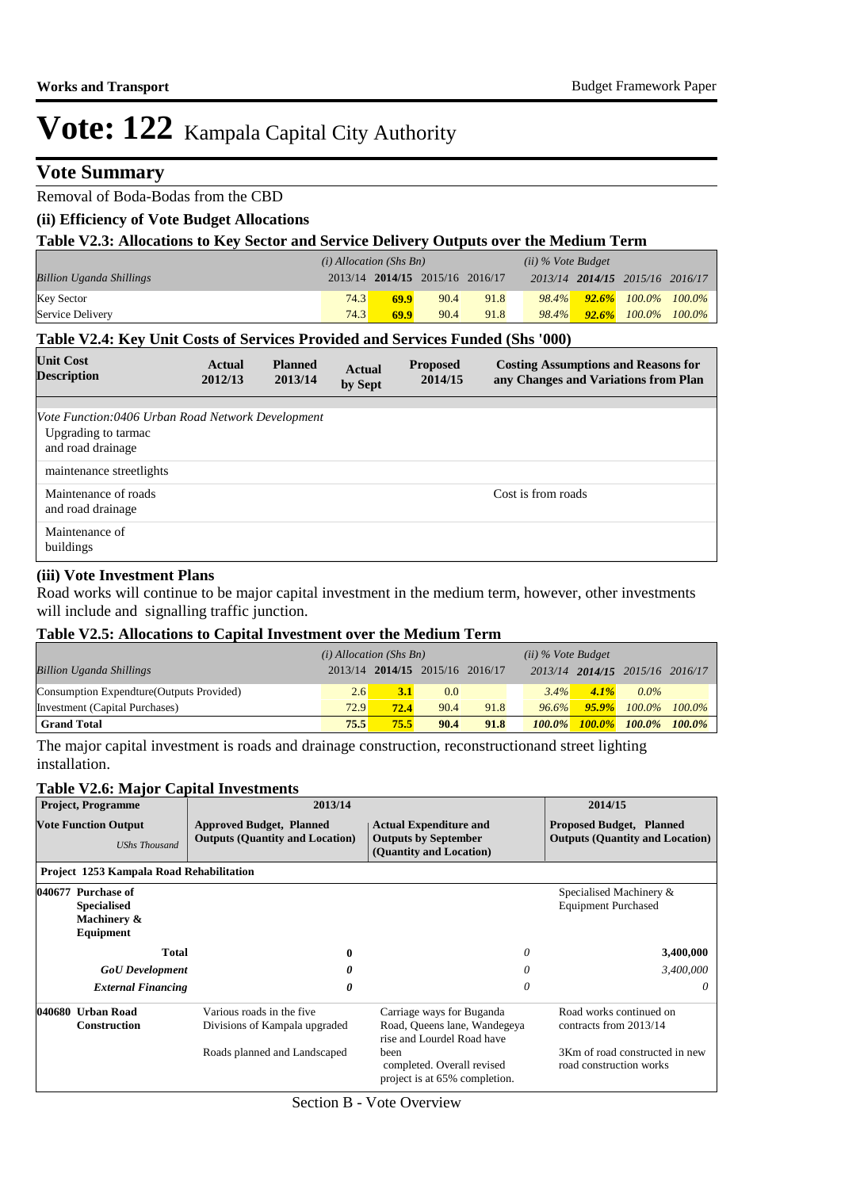# Vote: 122 Kampala Capital City Authority

## Vote Summary

Removal of Boda-Bodas from the CBD

### (ii) Efficiency of Vote Budget Allocations

#### Table V2.3: Allocations to Key Sector and Service Delivery Outputs over the Medium Term

| | *(i) Allocation (Shs Bn)* | | | | *(ii) % Vote Budget* | | | |
|---|---|---|---|---|---|---|---|---|
| *Billion Uganda Shillings* | 2013/14 | **2014/15** | 2015/16 | 2016/17 | 2013/14 | **2014/15** | 2015/16 | 2016/17 |
| Key Sector | 74.3 | **69.9** | 90.4 | 91.8 | 98.4% | **92.6%** | 100.0% | 100.0% |
| Service Delivery | 74.3 | **69.9** | 90.4 | 91.8 | 98.4% | **92.6%** | 100.0% | 100.0% |

#### Table V2.4: Key Unit Costs of Services Provided and Services Funded (Shs '000)

| Unit Cost Description | Actual 2012/13 | Planned 2013/14 | Actual by Sept | Proposed 2014/15 | Costing Assumptions and Reasons for any Changes and Variations from Plan |
|---|---|---|---|---|---|
| *Vote Function:0406 Urban Road Network Development* | | | | | |
| Upgrading to tarmac and road drainage | | | | | |
| maintenance streetlights | | | | | |
| Maintenance of roads and road drainage | | | | | Cost is from roads |
| Maintenance of buildings | | | | | |

### (iii) Vote Investment Plans

Road works will continue to be major capital investment in the medium term, however, other investments will include and signalling traffic junction.

#### Table V2.5: Allocations to Capital Investment over the Medium Term

| | *(i) Allocation (Shs Bn)* | | | | *(ii) % Vote Budget* | | | |
|---|---|---|---|---|---|---|---|---|
| *Billion Uganda Shillings* | 2013/14 | **2014/15** | 2015/16 | 2016/17 | 2013/14 | **2014/15** | 2015/16 | 2016/17 |
| Consumption Expendture(Outputs Provided) | 2.6 | **3.1** | 0.0 | | 3.4% | **4.1%** | 0.0% | |
| Investment (Capital Purchases) | 72.9 | **72.4** | 90.4 | 91.8 | 96.6% | **95.9%** | 100.0% | 100.0% |
| **Grand Total** | **75.5** | **75.5** | **90.4** | **91.8** | **100.0%** | **100.0%** | **100.0%** | **100.0%** |

The major capital investment is roads and drainage construction, reconstructionand street lighting installation.

#### Table V2.6: Major Capital Investments

| **Project, Programme** | **2013/14** | | **2014/15** |
|---|---|---|---|
| **Vote Function Output** *UShs Thousand* | **Approved Budget, Planned Outputs (Quantity and Location)** | **Actual Expenditure and Outputs by September (Quantity and Location)** | **Proposed Budget, Planned Outputs (Quantity and Location)** |
| **Project 1253 Kampala Road Rehabilitation** | | | |
| **040677 Purchase of Specialised Machinery & Equipment** | | | Specialised Machinery & Equipment Purchased |
| **Total** | **0** | *0* | **3,400,000** |
| ***GoU Development*** | ***0*** | *0* | *3,400,000* |
| ***External Financing*** | ***0*** | *0* | *0* |
| **040680 Urban Road Construction** | Various roads in the five Divisions of Kampala upgraded<br><br>Roads planned and Landscaped | Carriage ways for Buganda Road, Queens lane, Wandegeya rise and Lourdel Road have been completed. Overall revised project is at 65% completion. | Road works continued on contracts from 2013/14<br><br>3Km of road constructed in new road construction works |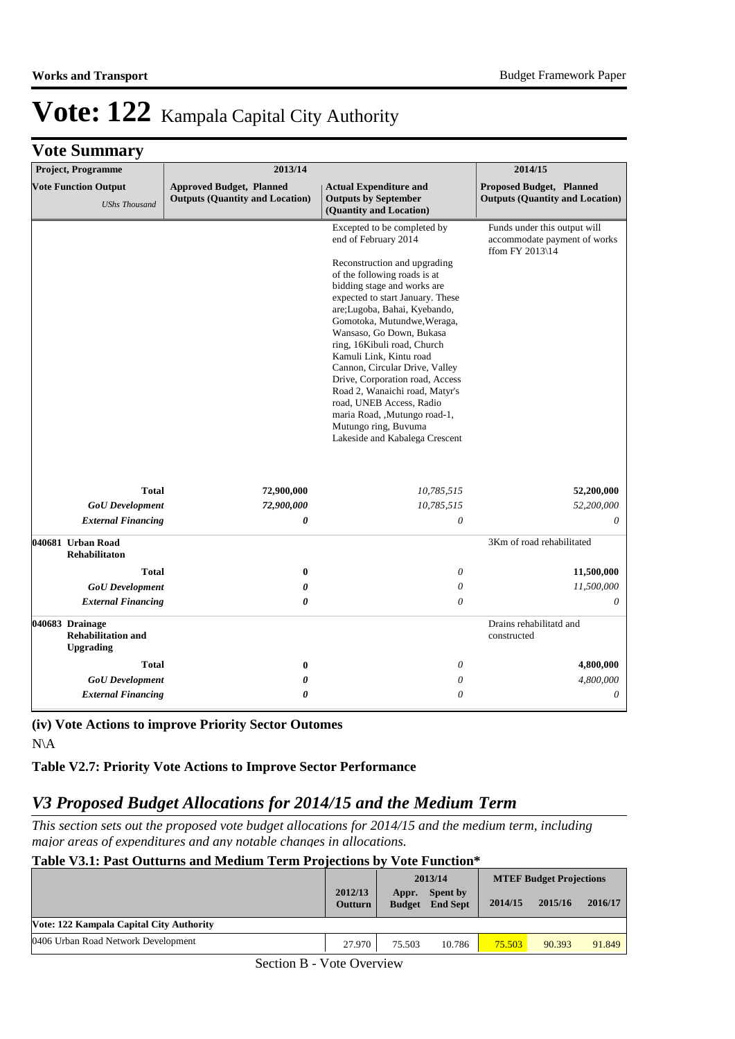# Vote: 122 Kampala Capital City Authority

## Vote Summary

| Project, Programme | 2013/14 | | 2014/15 |
|---|---|---|---|
| **Vote Function Output** *UShs Thousand* | **Approved Budget, Planned Outputs (Quantity and Location)** | **Actual Expenditure and Outputs by September (Quantity and Location)** | **Proposed Budget, Planned Outputs (Quantity and Location)** |
| | | Excepted to be completed by end of February 2014<br><br>Reconstruction and upgrading of the following roads is at bidding stage and works are expected to start January. These are;Lugoba, Bahai, Kyebando, Gomotoka, Mutundwe,Weraga, Wansaso, Go Down, Bukasa ring, 16Kibuli road, Church Kamuli Link, Kintu road Cannon, Circular Drive, Valley Drive, Corporation road, Access Road 2, Wanaichi road, Matyr's road, UNEB Access, Radio maria Road, ,Mutungo road-1, Mutungo ring, Buvuma Lakeside and Kabalega Crescent | Funds under this output will accommodate payment of works ffom FY 2013\14 |
| **Total** | **72,900,000** | *10,785,515* | **52,200,000** |
| ***GoU Development*** | ***72,900,000*** | *10,785,515* | *52,200,000* |
| ***External Financing*** | ***0*** | *0* | *0* |
| **040681 Urban Road Rehabilitaton** | | | 3Km of road rehabilitated |
| **Total** | **0** | *0* | **11,500,000** |
| ***GoU Development*** | ***0*** | *0* | *11,500,000* |
| ***External Financing*** | ***0*** | *0* | *0* |
| **040683 Drainage Rehabilitation and Upgrading** | | | Drains rehabilitatd and constructed |
| **Total** | **0** | *0* | **4,800,000** |
| ***GoU Development*** | ***0*** | *0* | *4,800,000* |
| ***External Financing*** | ***0*** | *0* | *0* |

**(iv) Vote Actions to improve Priority Sector Outomes**

N\A

**Table V2.7: Priority Vote Actions to Improve Sector Performance**

## *V3 Proposed Budget Allocations for 2014/15 and the Medium Term*

*This section sets out the proposed vote budget allocations for 2014/15 and the medium term, including major areas of expenditures and any notable changes in allocations.*

**Table V3.1: Past Outturns and Medium Term Projections by Vote Function\***

| | 2012/13 | 2013/14 | | MTEF Budget Projections | | |
|---|---|---|---|---|---|---|
| | **Outturn** | **Appr. Budget** | **Spent by End Sept** | **2014/15** | **2015/16** | **2016/17** |
| **Vote: 122 Kampala Capital City Authority** | | | | | | |
| 0406 Urban Road Network Development | 27.970 | 75.503 | 10.786 | 75.503 | 90.393 | 91.849 |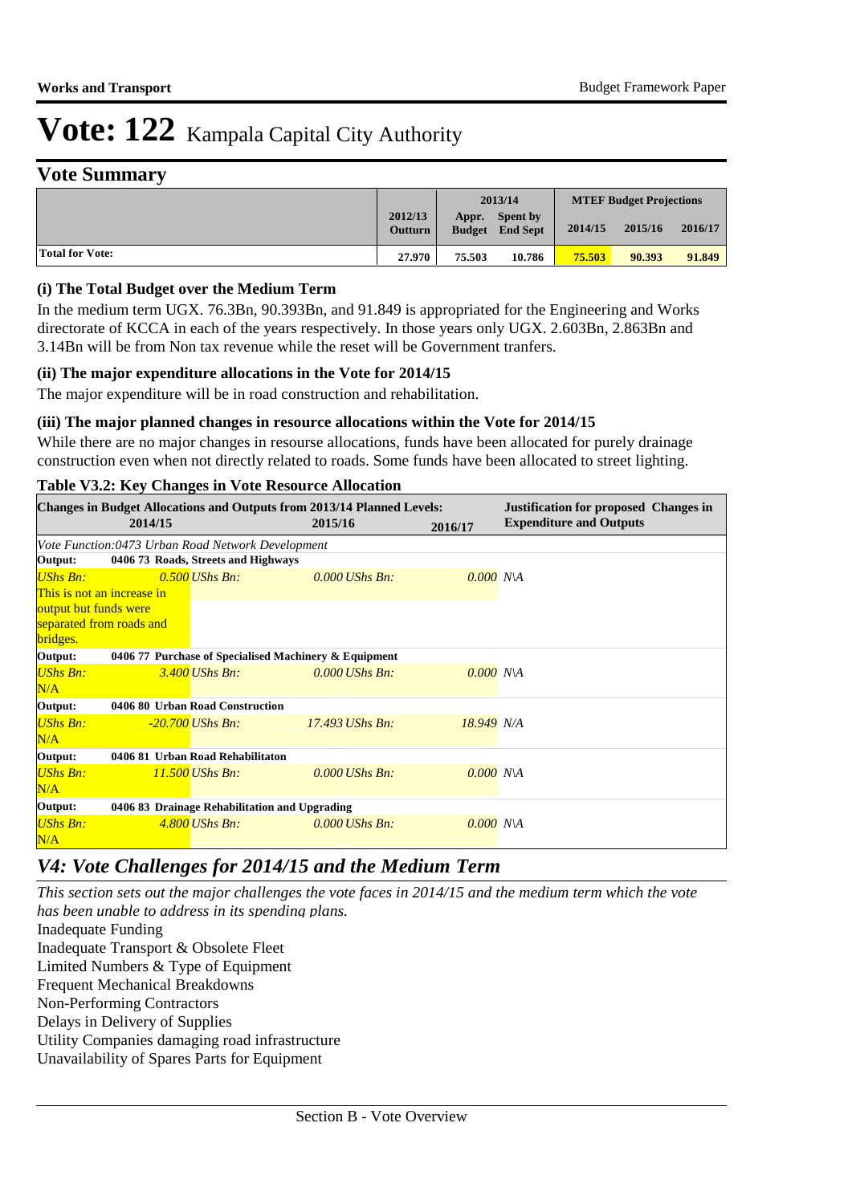# Vote: 122 Kampala Capital City Authority

## Vote Summary

| | 2012/13 Outturn | 2013/14 Appr. Budget | 2013/14 Spent by End Sept | MTEF Budget Projections 2014/15 | 2015/16 | 2016/17 |
|---|---|---|---|---|---|---|
| **Total for Vote:** | 27.970 | 75.503 | 10.786 | 75.503 | 90.393 | 91.849 |

### (i) The Total Budget over the Medium Term

In the medium term UGX. 76.3Bn, 90.393Bn, and 91.849 is appropriated for the Engineering and Works directorate of KCCA in each of the years respectively. In those years only UGX. 2.603Bn, 2.863Bn and 3.14Bn will be from Non tax revenue while the reset will be Government tranfers.

### (ii) The major expenditure allocations in the Vote for 2014/15

The major expenditure will be in road construction and rehabilitation.

### (iii) The major planned changes in resource allocations within the Vote for 2014/15

While there are no major changes in resourse allocations, funds have been allocated for purely drainage construction even when not directly related to roads. Some funds have been allocated to street lighting.

**Table V3.2: Key Changes in Vote Resource Allocation**

| Changes in Budget Allocations and Outputs from 2013/14 Planned Levels: 2014/15 | 2015/16 | 2016/17 | Justification for proposed Changes in Expenditure and Outputs |
|---|---|---|---|
| *Vote Function:0473 Urban Road Network Development* | | | |
| **Output: 0406 73 Roads, Streets and Highways** | | | |
| *UShs Bn: 0.500* This is not an increase in output but funds were separated from roads and bridges. | *UShs Bn: 0.000* | *UShs Bn: 0.000* | *N\A* |
| **Output: 0406 77 Purchase of Specialised Machinery & Equipment** | | | |
| *UShs Bn: 3.400* N/A | *UShs Bn: 0.000* | *UShs Bn: 0.000* | *N\A* |
| **Output: 0406 80 Urban Road Construction** | | | |
| *UShs Bn: -20.700* N/A | *UShs Bn: 17.493* | *UShs Bn: 18.949* | *N/A* |
| **Output: 0406 81 Urban Road Rehabilitaton** | | | |
| *UShs Bn: 11.500* N/A | *UShs Bn: 0.000* | *UShs Bn: 0.000* | *N\A* |
| **Output: 0406 83 Drainage Rehabilitation and Upgrading** | | | |
| *UShs Bn: 4.800* N/A | *UShs Bn: 0.000* | *UShs Bn: 0.000* | *N\A* |

## *V4: Vote Challenges for 2014/15 and the Medium Term*

*This section sets out the major challenges the vote faces in 2014/15 and the medium term which the vote has been unable to address in its spending plans.*

Inadequate Funding
Inadequate Transport & Obsolete Fleet
Limited Numbers & Type of Equipment
Frequent Mechanical Breakdowns
Non-Performing Contractors
Delays in Delivery of Supplies
Utility Companies damaging road infrastructure
Unavailability of Spares Parts for Equipment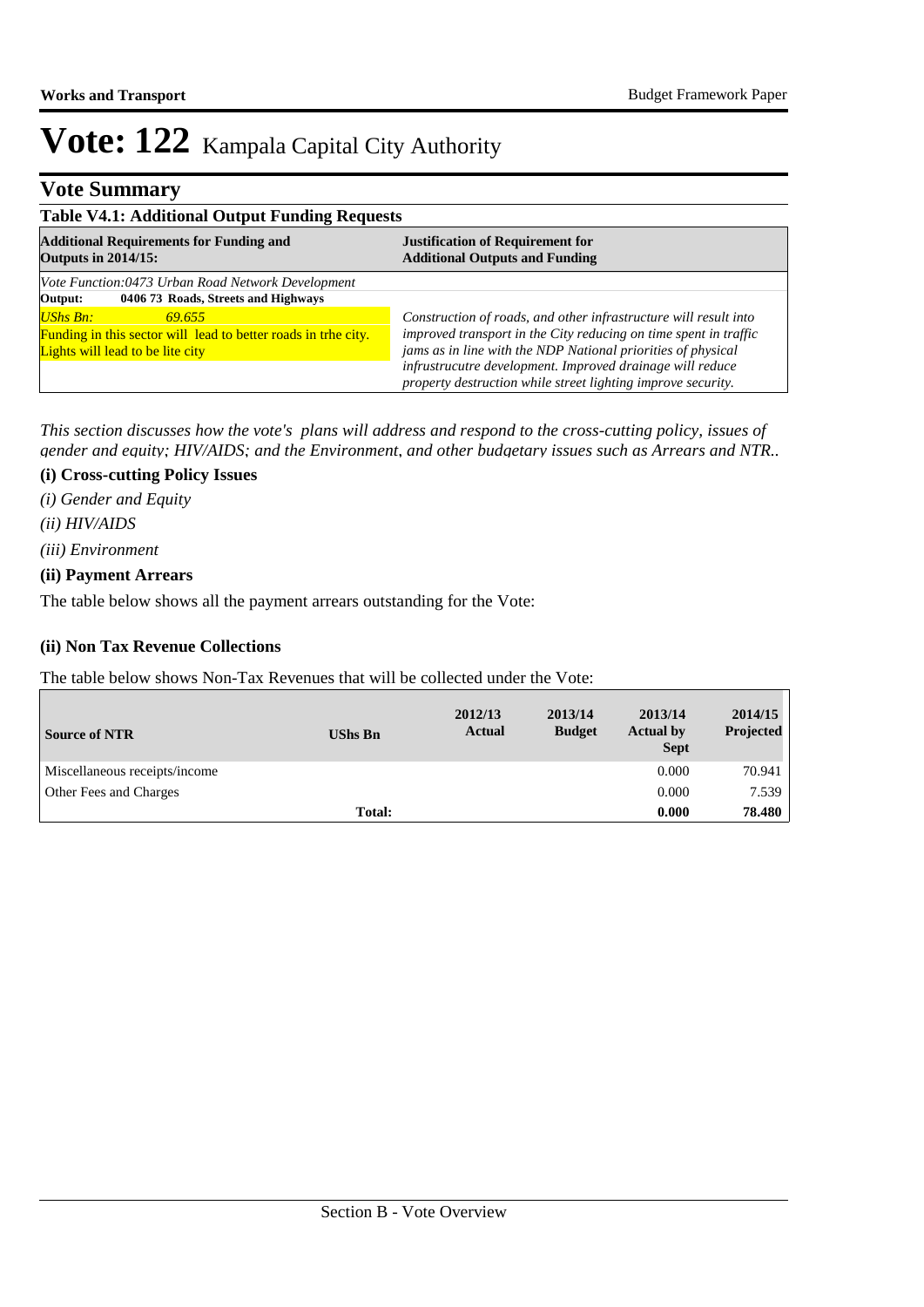# Vote: 122 Kampala Capital City Authority

## Vote Summary

**Table V4.1: Additional Output Funding Requests**

| Additional Requirements for Funding and Outputs in 2014/15: | Justification of Requirement for Additional Outputs and Funding |
|---|---|
| *Vote Function:0473 Urban Road Network Development* | |
| **Output: 0406 73 Roads, Streets and Highways** | |
| *UShs Bn: 69.655*<br>Funding in this sector will lead to better roads in trhe city. Lights will lead to be lite city | *Construction of roads, and other infrastructure will result into improved transport in the City reducing on time spent in traffic jams as in line with the NDP National priorities of physical infrustrucutre development. Improved drainage will reduce property destruction while street lighting improve security.* |

*This section discusses how the vote's plans will address and respond to the cross-cutting policy, issues of gender and equity; HIV/AIDS; and the Environment, and other budgetary issues such as Arrears and NTR..*

### (i) Cross-cutting Policy Issues

*(i) Gender and Equity*

*(ii) HIV/AIDS*

*(iii) Environment*

### (ii) Payment Arrears

The table below shows all the payment arrears outstanding for the Vote:

### (ii) Non Tax Revenue Collections

The table below shows Non-Tax Revenues that will be collected under the Vote:

| Source of NTR | UShs Bn | 2012/13 Actual | 2013/14 Budget | 2013/14 Actual by Sept | 2014/15 Projected |
|---|---|---|---|---|---|
| Miscellaneous receipts/income | | | | 0.000 | 70.941 |
| Other Fees and Charges | | | | 0.000 | 7.539 |
| | **Total:** | | | **0.000** | **78.480** |